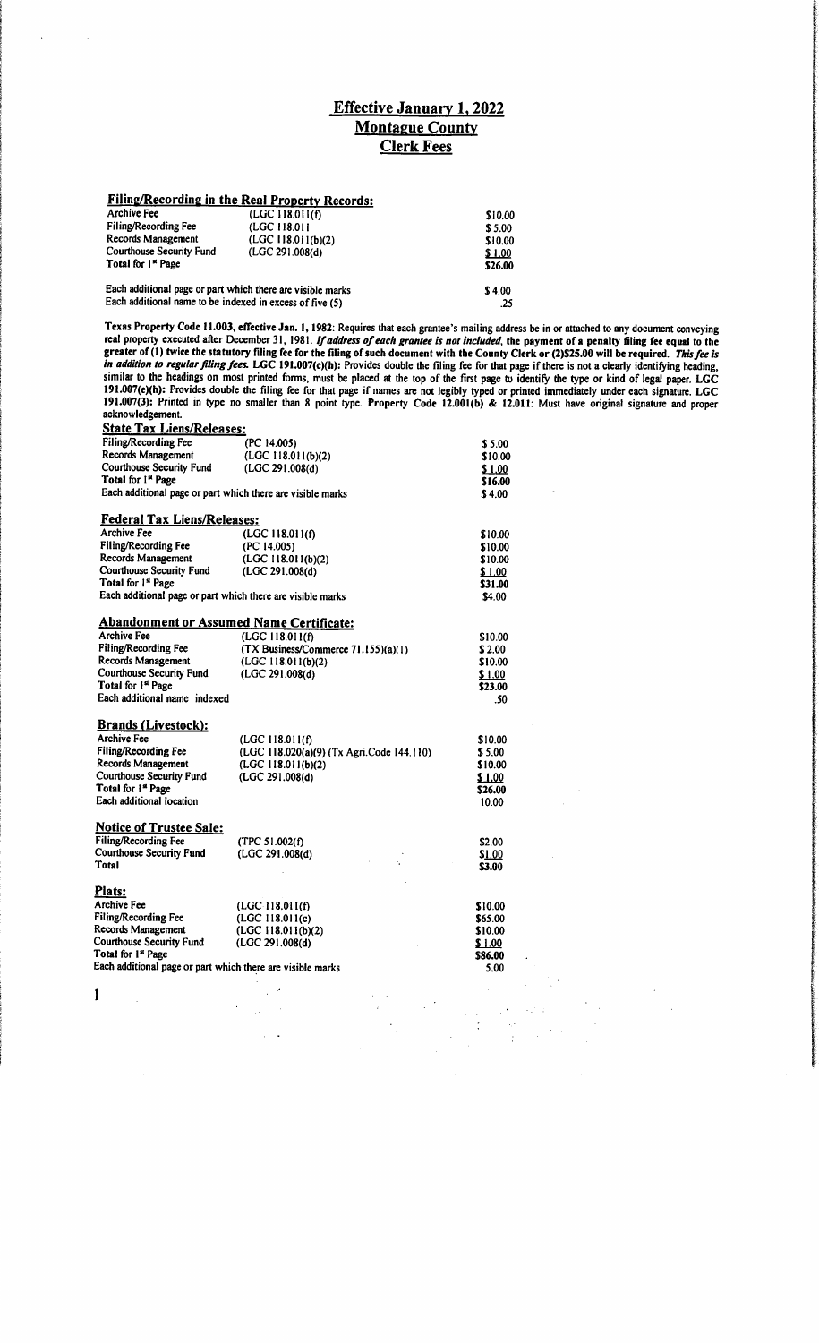# Effective January 1, 2022
# Montague County
# Clerk Fees

## Filing/Recording in the Real Property Records:

| | | |
|---|---|---|
| Archive Fee | (LGC 118.011(f) | $10.00 |
| Filing/Recording Fee | (LGC 118.011 | $ 5.00 |
| Records Management | (LGC 118.011(b)(2) | $10.00 |
| Courthouse Security Fund | (LGC 291.008(d) | $ 1.00 |
| **Total for 1st Page** | | **$26.00** |
| Each additional page or part which there are visible marks | | $ 4.00 |
| Each additional name to be indexed in excess of five (5) | | .25 |

**Texas Property Code 11.003, effective Jan. 1, 1982**: Requires that each grantee's mailing address be in or attached to any document conveying real property executed after December 31, 1981. ***If address of each grantee is not included*, the payment of a penalty filing fee equal to the greater of (1) twice the statutory filing fee for the filing of such document with the County Clerk or (2)$25.00 will be required.** ***This fee is in addition to regular filing fees.*** **LGC 191.007(c)(h):** Provides double the filing fee for that page if there is not a clearly identifying heading, similar to the headings on most printed forms, must be placed at the top of the first page to identify the type or kind of legal paper. **LGC 191.007(e)(h):** Provides double the filing fee for that page if names are not legibly typed or printed immediately under each signature. **LGC 191.007(3):** Printed in type no smaller than 8 point type. **Property Code 12.001(b) & 12.011**: Must have original signature and proper acknowledgement.

## State Tax Liens/Releases:

| | | |
|---|---|---|
| Filing/Recording Fee | (PC 14.005) | $ 5.00 |
| Records Management | (LGC 118.011(b)(2) | $10.00 |
| Courthouse Security Fund | (LGC 291.008(d) | $ 1.00 |
| **Total for 1st Page** | | **$16.00** |
| Each additional page or part which there are visible marks | | $ 4.00 |

## Federal Tax Liens/Releases:

| | | |
|---|---|---|
| Archive Fee | (LGC 118.011(f) | $10.00 |
| Filing/Recording Fee | (PC 14.005) | $10.00 |
| Records Management | (LGC 118.011(b)(2) | $10.00 |
| Courthouse Security Fund | (LGC 291.008(d) | $ 1.00 |
| **Total for 1st Page** | | **$31.00** |
| Each additional page or part which there are visible marks | | $4.00 |

## Abandonment or Assumed Name Certificate:

| | | |
|---|---|---|
| Archive Fee | (LGC 118.011(f) | $10.00 |
| Filing/Recording Fee | (TX Business/Commerce 71.155)(a)(1) | $ 2.00 |
| Records Management | (LGC 118.011(b)(2) | $10.00 |
| Courthouse Security Fund | (LGC 291.008(d) | $ 1.00 |
| **Total for 1st Page** | | **$23.00** |
| Each additional name indexed | | .50 |

## Brands (Livestock):

| | | |
|---|---|---|
| Archive Fee | (LGC 118.011(f) | $10.00 |
| Filing/Recording Fee | (LGC 118.020(a)(9) (Tx Agri.Code 144.110) | $ 5.00 |
| Records Management | (LGC 118.011(b)(2) | $10.00 |
| Courthouse Security Fund | (LGC 291.008(d) | $ 1.00 |
| **Total for 1st Page** | | **$26.00** |
| Each additional location | | 10.00 |

## Notice of Trustee Sale:

| | | |
|---|---|---|
| Filing/Recording Fee | (TPC 51.002(f) | $2.00 |
| Courthouse Security Fund | (LGC 291.008(d) | $1.00 |
| **Total** | | **$3.00** |

## Plats:

| | | |
|---|---|---|
| Archive Fee | (LGC 118.011(f) | $10.00 |
| Filing/Recording Fee | (LGC 118.011(c) | $65.00 |
| Records Management | (LGC 118.011(b)(2) | $10.00 |
| Courthouse Security Fund | (LGC 291.008(d) | $ 1.00 |
| **Total for 1st Page** | | **$86.00** |
| Each additional page or part which there are visible marks | | 5.00 |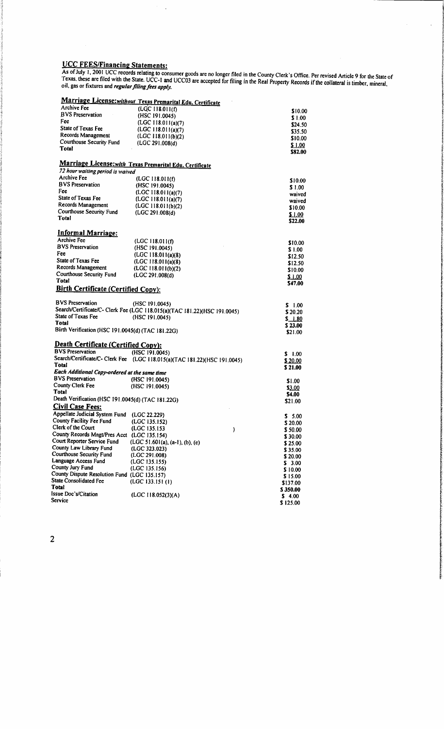## UCC FEES/Financing Statements:

As of July 1, 2001 UCC records relating to consumer goods are no longer filed in the County Clerk's Office. Per revised Article 9 for the State of Texas, these are filed with the State. UCC-1 and UCC03 are accepted for filing in the Real Property Records if the collateral is timber, mineral, oil, gas or fixtures and ***regular filing fees apply.***

## Marriage License: *without* Texas Premarital Edu. Certificate

| | | |
|---|---|---|
| Archive Fee | (LGC 118.011(f) | $10.00 |
| BVS Preservation | (HSC 191.0045) | $ 1.00 |
| Fee | (LGC 118.011(a)(7) | $24.50 |
| State of Texas Fee | (LGC 118.011(a)(7) | $35.50 |
| Records Management | (LGC 118.011(b)(2) | $10.00 |
| Courthouse Security Fund | (LGC 291.008(d) | $ 1.00 |
| **Total** | | **$82.00** |

## Marriage License: *with* Texas Premarital Edu. Certificate

*72 hour waiting period is waived*

| | | |
|---|---|---|
| Archive Fee | (LGC 118.011(f) | $10.00 |
| BVS Preservation | (HSC 191.0045) | $ 1.00 |
| Fee | (LGC 118.011(a)(7) | waived |
| State of Texas Fee | (LGC 118.011(a)(7) | waived |
| Records Management | (LGC 118.011(b)(2) | $10.00 |
| Courthouse Security Fund | (LGC 291.008(d) | $ 1.00 |
| **Total** | | **$22.00** |

## Informal Marriage:

| | | |
|---|---|---|
| Archive Fee | (LGC 118.011(f) | $10.00 |
| BVS Preservation | (HSC 191.0045) | $ 1.00 |
| Fee | (LGC 118.011(a)(8) | $12.50 |
| State of Texas Fee | (LGC 118.011(a)(8) | $12.50 |
| Records Management | (LGC 118.011(b)(2) | $10.00 |
| Courthouse Security Fund | (LGC 291.008(d) | $ 1.00 |
| **Total** | | **$47.00** |

## Birth Certificate (Certified Copy):

| | | |
|---|---|---|
| BVS Preservation | (HSC 191.0045) | $ 1.00 |
| Search/Certificate/C- Clerk Fee | (LGC 118.015(a)(TAC 181.22)(HSC 191.0045) | $ 20.20 |
| State of Texas Fee | (HSC 191.0045) | $ 1.80 |
| **Total** | | **$ 23.00** |
| Birth Verification (HSC 191.0045(d) (TAC 181.22G) | | $21.00 |

## Death Certificate (Certified Copy):

| | | |
|---|---|---|
| BVS Preservation | (HSC 191.0045) | $ 1.00 |
| Search/Certificate/C- Clerk Fee | (LGC 118.015(a)(TAC 181.22)(HSC 191.0045) | $ 20.00 |
| **Total** | | **$ 21.00** |
| ***Each Additional Copy-ordered at the same time*** | | |
| BVS Preservation | (HSC 191.0045) | $1.00 |
| County Clerk Fee | (HSC 191.0045) | $3.00 |
| **Total** | | **$4.00** |
| Death Verification (HSC 191.0045(d) (TAC 181.22G) | | $21.00 |

## Civil Case Fees:

| | | |
|---|---|---|
| Appellate Judicial System Fund | (LGC 22.229) | $ 5.00 |
| County Facility Fee Fund | (LGC 135.152) | $ 20.00 |
| Clerk of the Court | (LGC 135.153 ) | $ 50.00 |
| County Records Mngt/Pres Acct | (LGC 135.154) | $ 30.00 |
| Court Reporter Service Fund | (LGC 51.601(a), (a-1), (b), (e) | $ 25.00 |
| County Law Library Fund | (LGC 323.023) | $ 35.00 |
| Courthouse Security Fund | (LGC 291.008) | $ 20.00 |
| Language Access Fund | (LGC 135.155) | $ 3.00 |
| County Jury Fund | (LGC 135.156) | $ 10.00 |
| County Dispute Resolution Fund | (LGC 135.157) | $ 15.00 |
| State Consolidated Fee | (LGC 133.151 (1) | $137.00 |
| **Total** | | **$ 350.00** |
| Issue Doc's/Citation | (LGC 118.052(3)(A) | $ 4.00 |
| Service | | $ 125.00 |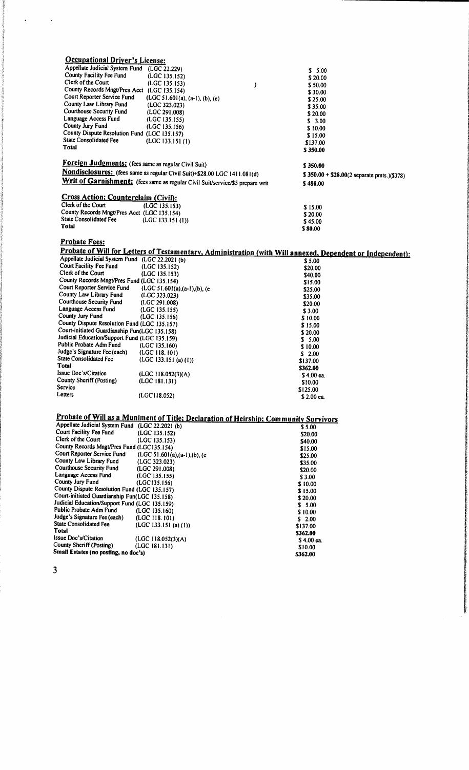## Occupational Driver's License:

| | | |
|---|---|---|
| Appellate Judicial System Fund | (LGC 22.229) | $ 5.00 |
| County Facility Fee Fund | (LGC 135.152) | $ 20.00 |
| Clerk of the Court | (LGC 135.153) ) | $ 50.00 |
| County Records Mngt/Pres Acct | (LGC 135.154) | $ 30.00 |
| Court Reporter Service Fund | (LGC 51.601(a), (a-1), (b), (e) | $ 25.00 |
| County Law Library Fund | (LGC 323.023) | $ 35.00 |
| Courthouse Security Fund | (LGC 291.008) | $ 20.00 |
| Language Access Fund | (LGC 135.155) | $ 3.00 |
| County Jury Fund | (LGC 135.156) | $ 10.00 |
| County Dispute Resolution Fund | (LGC 135.157) | $ 15.00 |
| State Consolidated Fee | (LGC 133.151 (1) | $137.00 |
| **Total** | | **$ 350.00** |

**Foreign Judgments:** (fees same as regular Civil Suit) **$ 350.00**

**Nondisclosures:** (fees same as regular Civil Suit)+$28.00 LGC 1411.081(d) **$ 350.00 + $28.00(2 separate pmts.)($378)**

**Writ of Garnishment:** (fees same as regular Civil Suit/service/$5 prepare writ **$ 480.00**

## Cross Action; Counterclaim (Civil):

| | | |
|---|---|---|
| Clerk of the Court | (LGC 135.153) | $ 15.00 |
| County Records Mngt/Pres Acct | (LGC 135.154) | $ 20.00 |
| State Consolidated Fee | (LGC 133.151 (1)) | $ 45.00 |
| **Total** | | **$ 80.00** |

## Probate Fees:

### Probate of Will for Letters of Testamentary, Administration (with Will annexed, Dependent or Independent):

| | | |
|---|---|---|
| Appellate Judicial System Fund | (LGC 22.2021 (b) | $ 5.00 |
| Court Facility Fee Fund | (LGC 135.152) | $20.00 |
| Clerk of the Court | (LGC 135.153) | $40.00 |
| County Records Mngt/Pres Fund | (LGC 135.154) | $15.00 |
| Court Reporter Service Fund | (LGC 51.601(a),(a-1),(b), (e | $25.00 |
| County Law Library Fund | (LGC 323.023) | $35.00 |
| Courthouse Security Fund | (LGC 291.008) | $20.00 |
| Language Access Fund | (LGC 135.155) | $ 3.00 |
| County Jury Fund | (LGC 135.156) | $ 10.00 |
| County Dispute Resolution Fund | (LGC 135.157) | $ 15.00 |
| Court-initiated Guardianship Fun | (LGC 135.158) | $ 20.00 |
| Judicial Education/Support Fund | (LGC 135.159) | $ 5.00 |
| Public Probate Adm Fund | (LGC 135.160) | $ 10.00 |
| Judge's Signature Fee (each) | (LGC 118.101) | $ 2.00 |
| State Consolidated Fee | (LGC 133.151 (a) (1)) | $137.00 |
| **Total** | | **$362.00** |
| Issue Doc's/Citation | (LGC 118.052(3)(A) | $ 4.00 ea. |
| County Sheriff (Posting) | (LGC 181.131) | $10.00 |
| Service | | $125.00 |
| Letters | (LGC118.052) | $ 2.00 ea. |

### Probate of Will as a Muniment of Title; Declaration of Heirship; Community Survivors

| | | |
|---|---|---|
| Appellate Judicial System Fund | (LGC 22.2021 (b) | $ 5.00 |
| Court Facility Fee Fund | (LGC 135.152) | $20.00 |
| Clerk of the Court | (LGC 135.153) | $40.00 |
| County Records Mngt/Pres Fund | (LGC135.154) | $15.00 |
| Court Reporter Service Fund | (LGC 51.601(a),(a-1),(b), (e | $25.00 |
| County Law Library Fund | (LGC 323.023) | $35.00 |
| Courthouse Security Fund | (LGC 291.008) | $20.00 |
| Language Access Fund | (LGC 135.155) | $ 3.00 |
| County Jury Fund | (LGC135.156) | $ 10.00 |
| County Dispute Resolution Fund | (LGC 135.157) | $ 15.00 |
| Court-initiated Guardianship Fun | (LGC 135.158) | $ 20.00 |
| Judicial Education/Support Fund | (LGC 135.159) | $ 5.00 |
| Public Probate Adm Fund | (LGC 135.160) | $ 10.00 |
| Judge's Signature Fee (each) | (LGC 118.101) | $ 2.00 |
| State Consolidated Fee | (LGC 133.151 (a) (1)) | $137.00 |
| **Total** | | **$362.00** |
| Issue Doc's/Citation | (LGC 118.052(3)(A) | $ 4.00 ea. |
| County Sheriff (Posting) | (LGC 181.131) | $10.00 |
| **Small Estates (no posting, no doc's)** | | **$362.00** |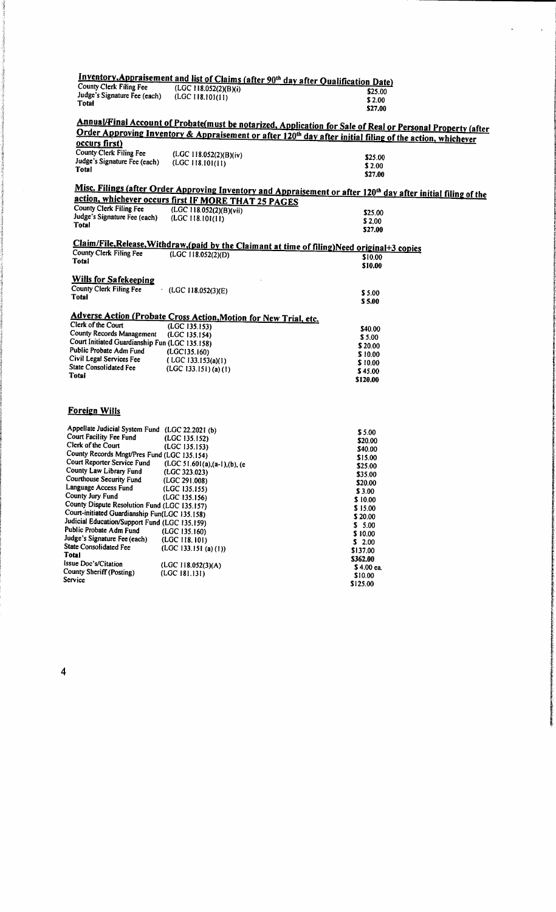**Inventory,Appraisement and list of Claims (after 90th day after Qualification Date)**

| | | |
|---|---|---|
| County Clerk Filing Fee | (LGC 118.052(2)(B)(i) | $25.00 |
| Judge's Signature Fee (each) | (LGC 118.101(11) | $ 2.00 |
| Total | | $27.00 |

**Annual/Final Account of Probate(must be notarized, Application for Sale of Real or Personal Property (after Order Approving Inventory & Appraisement or after 120th day after initial filing of the action, whichever occurs first)**

| | | |
|---|---|---|
| County Clerk Filing Fee | (LGC 118.052(2)(B)(iv) | $25.00 |
| Judge's Signature Fee (each) | (LGC 118.101(11) | $ 2.00 |
| Total | | $27.00 |

**Misc. Filings (after Order Approving Inventory and Appraisement or after 120th day after initial filing of the action, whichever occurs first IF MORE THAT 25 PAGES**

| | | |
|---|---|---|
| County Clerk Filing Fee | (LGC 118.052(2)(B)(vii) | $25.00 |
| Judge's Signature Fee (each) | (LGC 118.101(11) | $ 2.00 |
| Total | | $27.00 |

**Claim/File,Release,Withdraw,(paid by the Claimant at time of filing)Need original+3 copies**

| | | |
|---|---|---|
| County Clerk Filing Fee | (LGC 118.052(2)(D) | $10.00 |
| Total | | $10.00 |

**Wills for Safekeeping**

| | | |
|---|---|---|
| County Clerk Filing Fee | (LGC 118.052(3)(E) | $ 5.00 |
| Total | | $ 5.00 |

**Adverse Action (Probate Cross Action,Motion for New Trial, etc.**

| | | |
|---|---|---|
| Clerk of the Court | (LGC 135.153) | $40.00 |
| County Records Management | (LGC 135.154) | $ 5.00 |
| Court Initiated Guardianship Fun | (LGC 135.158) | $ 20.00 |
| Public Probate Adm Fund | (LGC135.160) | $ 10.00 |
| Civil Legal Services Fee | ( LGC 133.153(a)(1) | $ 10.00 |
| State Consolidated Fee | (LGC 133.151) (a) (1) | $ 45.00 |
| Total | | $120.00 |

**Foreign Wills**

| | | |
|---|---|---|
| Appellate Judicial System Fund | (LGC 22.2021 (b) | $ 5.00 |
| Court Facility Fee Fund | (LGC 135.152) | $20.00 |
| Clerk of the Court | (LGC 135.153) | $40.00 |
| County Records Mngt/Pres Fund | (LGC 135.154) | $15.00 |
| Court Reporter Service Fund | (LGC 51.601(a),(a-1),(b), (e | $25.00 |
| County Law Library Fund | (LGC 323.023) | $35.00 |
| Courthouse Security Fund | (LGC 291.008) | $20.00 |
| Language Access Fund | (LGC 135.155) | $ 3.00 |
| County Jury Fund | (LGC 135.156) | $ 10.00 |
| County Dispute Resolution Fund | (LGC 135.157) | $ 15.00 |
| Court-initiated Guardianship Fun | (LGC 135.158) | $ 20.00 |
| Judicial Education/Support Fund | (LGC 135.159) | $ 5.00 |
| Public Probate Adm Fund | (LGC 135.160) | $ 10.00 |
| Judge's Signature Fee (each) | (LGC 118.101) | $ 2.00 |
| State Consolidated Fee | (LGC 133.151 (a) (1)) | $137.00 |
| Total | | $362.00 |
| Issue Doc's/Citation | (LGC 118.052(3)(A) | $ 4.00 ea. |
| County Sheriff (Posting) | (LGC 181.131) | $10.00 |
| Service | | $125.00 |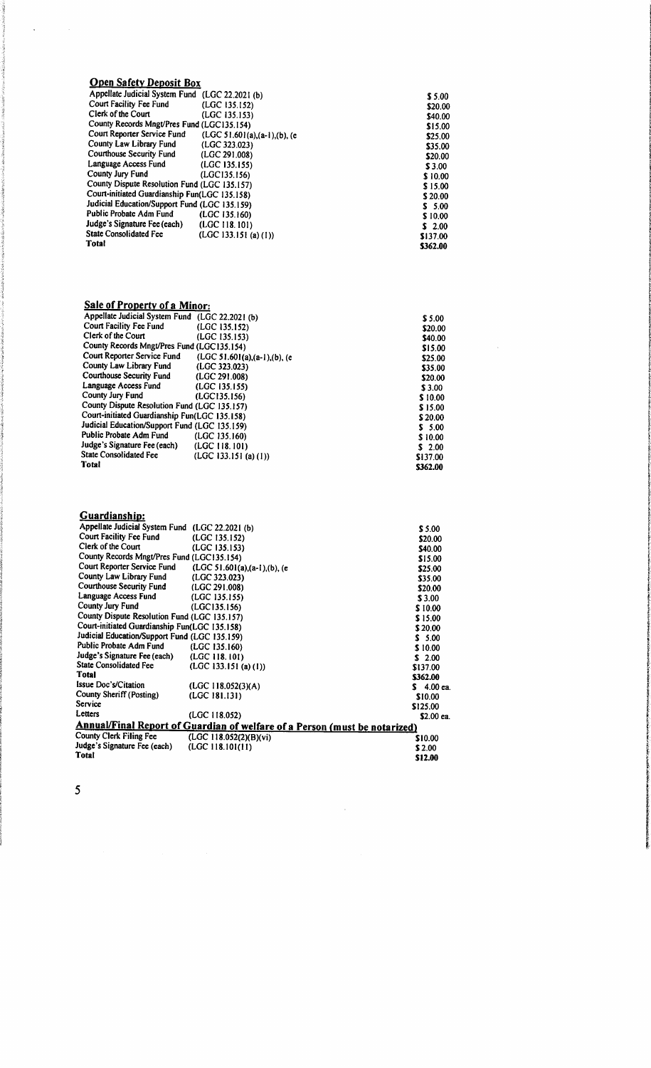## Open Safety Deposit Box

| | | |
|---|---|---|
| Appellate Judicial System Fund | (LGC 22.2021 (b) | $ 5.00 |
| Court Facility Fee Fund | (LGC 135.152) | $20.00 |
| Clerk of the Court | (LGC 135.153) | $40.00 |
| County Records Mngt/Pres Fund | (LGC135.154) | $15.00 |
| Court Reporter Service Fund | (LGC 51.601(a),(a-1),(b), (e | $25.00 |
| County Law Library Fund | (LGC 323.023) | $35.00 |
| Courthouse Security Fund | (LGC 291.008) | $20.00 |
| Language Access Fund | (LGC 135.155) | $ 3.00 |
| County Jury Fund | (LGC135.156) | $ 10.00 |
| County Dispute Resolution Fund | (LGC 135.157) | $ 15.00 |
| Court-initiated Guardianship Fun | (LGC 135.158) | $ 20.00 |
| Judicial Education/Support Fund | (LGC 135.159) | $ 5.00 |
| Public Probate Adm Fund | (LGC 135.160) | $ 10.00 |
| Judge's Signature Fee (each) | (LGC 118.101) | $ 2.00 |
| State Consolidated Fee | (LGC 133.151 (a) (1)) | $137.00 |
| **Total** | | **$362.00** |

## Sale of Property of a Minor:

| | | |
|---|---|---|
| Appellate Judicial System Fund | (LGC 22.2021 (b) | $ 5.00 |
| Court Facility Fee Fund | (LGC 135.152) | $20.00 |
| Clerk of the Court | (LGC 135.153) | $40.00 |
| County Records Mngt/Pres Fund | (LGC135.154) | $15.00 |
| Court Reporter Service Fund | (LGC 51.601(a),(a-1),(b), (e | $25.00 |
| County Law Library Fund | (LGC 323.023) | $35.00 |
| Courthouse Security Fund | (LGC 291.008) | $20.00 |
| Language Access Fund | (LGC 135.155) | $ 3.00 |
| County Jury Fund | (LGC135.156) | $ 10.00 |
| County Dispute Resolution Fund | (LGC 135.157) | $ 15.00 |
| Court-initiated Guardianship Fun | (LGC 135.158) | $ 20.00 |
| Judicial Education/Support Fund | (LGC 135.159) | $ 5.00 |
| Public Probate Adm Fund | (LGC 135.160) | $ 10.00 |
| Judge's Signature Fee (each) | (LGC 118.101) | $ 2.00 |
| State Consolidated Fee | (LGC 133.151 (a) (1)) | $137.00 |
| **Total** | | **$362.00** |

## Guardianship:

| | | |
|---|---|---|
| Appellate Judicial System Fund | (LGC 22.2021 (b) | $ 5.00 |
| Court Facility Fee Fund | (LGC 135.152) | $20.00 |
| Clerk of the Court | (LGC 135.153) | $40.00 |
| County Records Mngt/Pres Fund | (LGC135.154) | $15.00 |
| Court Reporter Service Fund | (LGC 51.601(a),(a-1),(b), (e | $25.00 |
| County Law Library Fund | (LGC 323.023) | $35.00 |
| Courthouse Security Fund | (LGC 291.008) | $20.00 |
| Language Access Fund | (LGC 135.155) | $ 3.00 |
| County Jury Fund | (LGC135.156) | $ 10.00 |
| County Dispute Resolution Fund | (LGC 135.157) | $ 15.00 |
| Court-initiated Guardianship Fun | (LGC 135.158) | $ 20.00 |
| Judicial Education/Support Fund | (LGC 135.159) | $ 5.00 |
| Public Probate Adm Fund | (LGC 135.160) | $ 10.00 |
| Judge's Signature Fee (each) | (LGC 118.101) | $ 2.00 |
| State Consolidated Fee | (LGC 133.151 (a) (1)) | $137.00 |
| **Total** | | **$362.00** |
| Issue Doc's/Citation | (LGC 118.052(3)(A) | $ 4.00 ea. |
| County Sheriff (Posting) | (LGC 181.131) | $10.00 |
| Service | | $125.00 |
| Letters | (LGC 118.052) | $2.00 ea. |

## Annual/Final Report of Guardian of welfare of a Person (must be notarized)

| | | |
|---|---|---|
| County Clerk Filing Fee | (LGC 118.052(2)(B)(vi) | $10.00 |
| Judge's Signature Fee (each) | (LGC 118.101(11) | $ 2.00 |
| **Total** | | **$12.00** |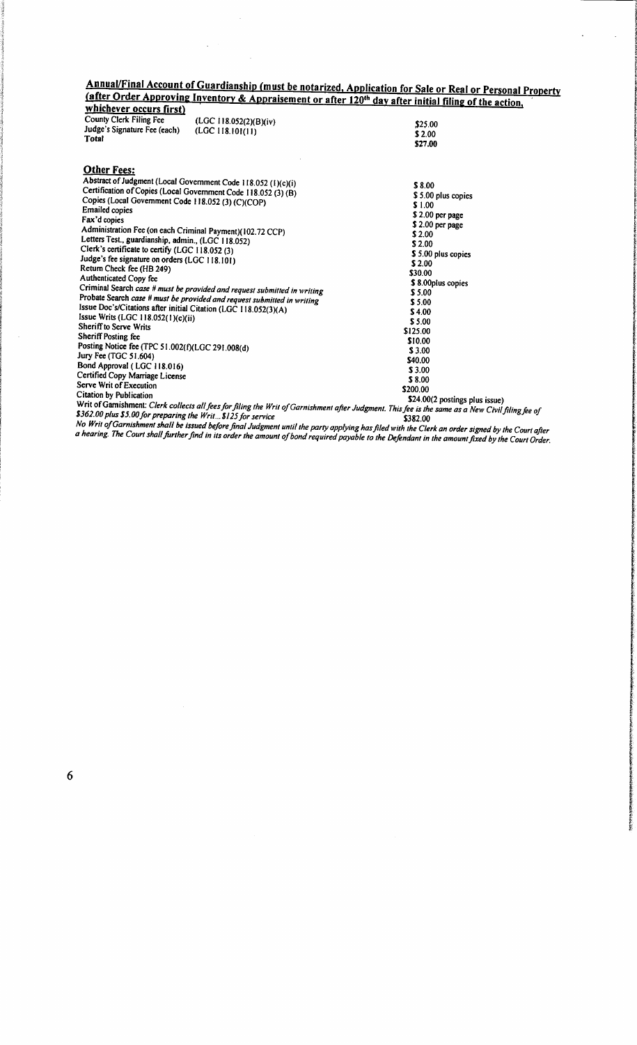**Annual/Final Account of Guardianship (must be notarized, Application for Sale or Real or Personal Property (after Order Approving Inventory & Appraisement or after 120th day after initial filing of the action, whichever occurs first)**

| | | |
|---|---|---|
| County Clerk Filing Fee | (LGC 118.052(2)(B)(iv) | $25.00 |
| Judge's Signature Fee (each) | (LGC 118.101(11) | $ 2.00 |
| Total | | $27.00 |

**Other Fees:**

| | |
|---|---|
| Abstract of Judgment (Local Government Code 118.052 (1)(c)(i) | $ 8.00 |
| Certification of Copies (Local Government Code 118.052 (3) (B) | $ 5.00 plus copies |
| Copies (Local Government Code 118.052 (3) (C)(COP) | $ 1.00 |
| Emailed copies | $ 2.00 per page |
| Fax'd copies | $ 2.00 per page |
| Administration Fee (on each Criminal Payment)(102.72 CCP) | $ 2.00 |
| Letters Test., guardianship, admin., (LGC 118.052) | $ 2.00 |
| Clerk's certificate to certify (LGC 118.052 (3) | $ 5.00 plus copies |
| Judge's fee signature on orders (LGC 118.101) | $ 2.00 |
| Return Check fee (HB 249) | $30.00 |
| Authenticated Copy fee | $ 8.00plus copies |
| Criminal Search *case # must be provided and request submitted in writing* | $ 5.00 |
| Probate Search *case # must be provided and request submitted in writing* | $ 5.00 |
| Issue Doc's/Citations after initial Citation (LGC 118.052(3)(A) | $ 4.00 |
| Issue Writs (LGC 118.052(1)(c)(ii) | $ 5.00 |
| Sheriff to Serve Writs | $125.00 |
| Sheriff Posting fee | $10.00 |
| Posting Notice fee (TPC 51.002(f)(LGC 291.008(d) | $ 3.00 |
| Jury Fee (TGC 51.604) | $40.00 |
| Bond Approval ( LGC 118.016) | $ 3.00 |
| Certified Copy Marriage License | $ 8.00 |
| Serve Writ of Execution | $200.00 |
| Citation by Publication | $24.00(2 postings plus issue) |
| Writ of Garnishment: *Clerk collects all fees for filing the Writ of Garnishment after Judgment. This fee is the same as a New Civil filing fee of $362.00 plus $5.00 for preparing the Writ...$125 for service* | $382.00 |

*No Writ of Garnishment shall be issued before final Judgment until the party applying has filed with the Clerk an order signed by the Court after a hearing. The Court shall further find in its order the amount of bond required payable to the Defendant in the amount fixed by the Court Order.*